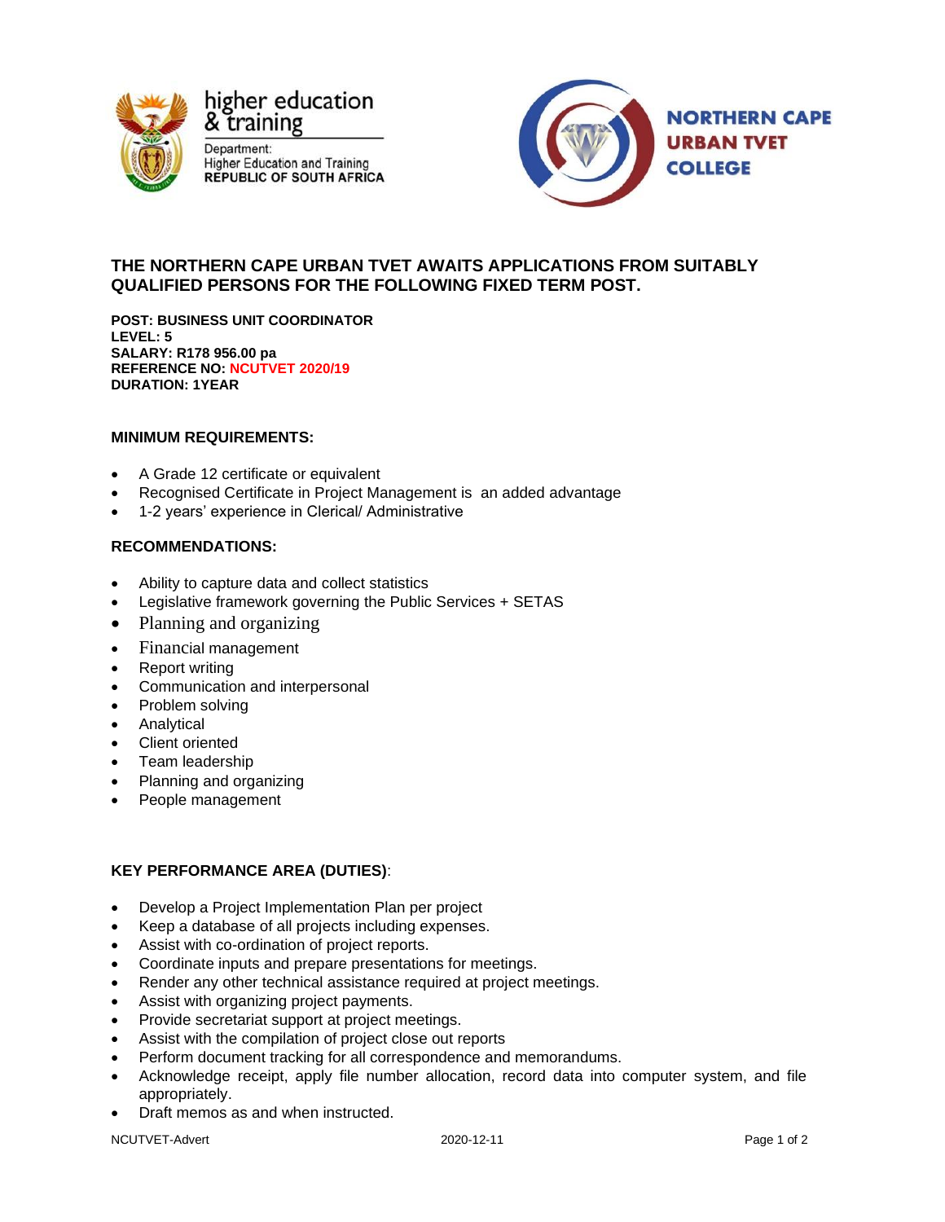higher education & training

Department:
Higher Education and Training
REPUBLIC OF SOUTH AFRICA

NORTHERN CAPE URBAN TVET COLLEGE

## THE NORTHERN CAPE URBAN TVET AWAITS APPLICATIONS FROM SUITABLY QUALIFIED PERSONS FOR THE FOLLOWING FIXED TERM POST.

**POST: BUSINESS UNIT COORDINATOR**
**LEVEL: 5**
**SALARY: R178 956.00 pa**
**REFERENCE NO: NCUTVET 2020/19**
**DURATION: 1YEAR**

### MINIMUM REQUIREMENTS:

- A Grade 12 certificate or equivalent
- Recognised Certificate in Project Management is an added advantage
- 1-2 years' experience in Clerical/ Administrative

### RECOMMENDATIONS:

- Ability to capture data and collect statistics
- Legislative framework governing the Public Services + SETAS
- Planning and organizing
- Financial management
- Report writing
- Communication and interpersonal
- Problem solving
- Analytical
- Client oriented
- Team leadership
- Planning and organizing
- People management

### KEY PERFORMANCE AREA (DUTIES):

- Develop a Project Implementation Plan per project
- Keep a database of all projects including expenses.
- Assist with co-ordination of project reports.
- Coordinate inputs and prepare presentations for meetings.
- Render any other technical assistance required at project meetings.
- Assist with organizing project payments.
- Provide secretariat support at project meetings.
- Assist with the compilation of project close out reports
- Perform document tracking for all correspondence and memorandums.
- Acknowledge receipt, apply file number allocation, record data into computer system, and file appropriately.
- Draft memos as and when instructed.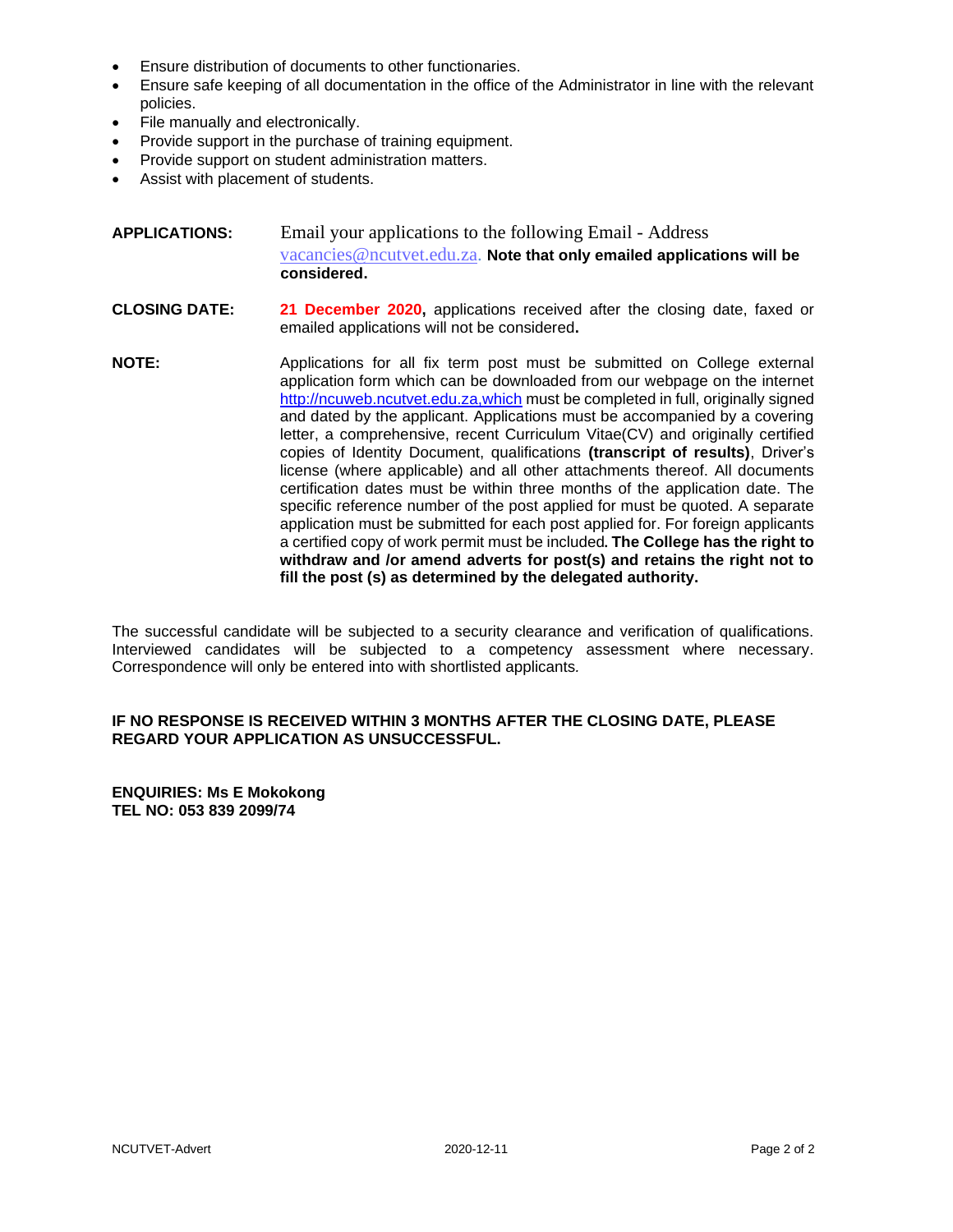- Ensure distribution of documents to other functionaries.
- Ensure safe keeping of all documentation in the office of the Administrator in line with the relevant policies.
- File manually and electronically.
- Provide support in the purchase of training equipment.
- Provide support on student administration matters.
- Assist with placement of students.

**APPLICATIONS:** Email your applications to the following Email - Address vacancies@ncutvet.edu.za. **Note that only emailed applications will be considered.**

**CLOSING DATE:** **21 December 2020,** applications received after the closing date, faxed or emailed applications will not be considered**.**

**NOTE:** Applications for all fix term post must be submitted on College external application form which can be downloaded from our webpage on the internet http://ncuweb.ncutvet.edu.za,which must be completed in full, originally signed and dated by the applicant. Applications must be accompanied by a covering letter, a comprehensive, recent Curriculum Vitae(CV) and originally certified copies of Identity Document, qualifications **(transcript of results)**, Driver's license (where applicable) and all other attachments thereof. All documents certification dates must be within three months of the application date. The specific reference number of the post applied for must be quoted. A separate application must be submitted for each post applied for. For foreign applicants a certified copy of work permit must be included**. The College has the right to withdraw and /or amend adverts for post(s) and retains the right not to fill the post (s) as determined by the delegated authority.**

The successful candidate will be subjected to a security clearance and verification of qualifications. Interviewed candidates will be subjected to a competency assessment where necessary. Correspondence will only be entered into with shortlisted applicants.

**IF NO RESPONSE IS RECEIVED WITHIN 3 MONTHS AFTER THE CLOSING DATE, PLEASE REGARD YOUR APPLICATION AS UNSUCCESSFUL.**

**ENQUIRIES: Ms E Mokokong**
**TEL NO: 053 839 2099/74**